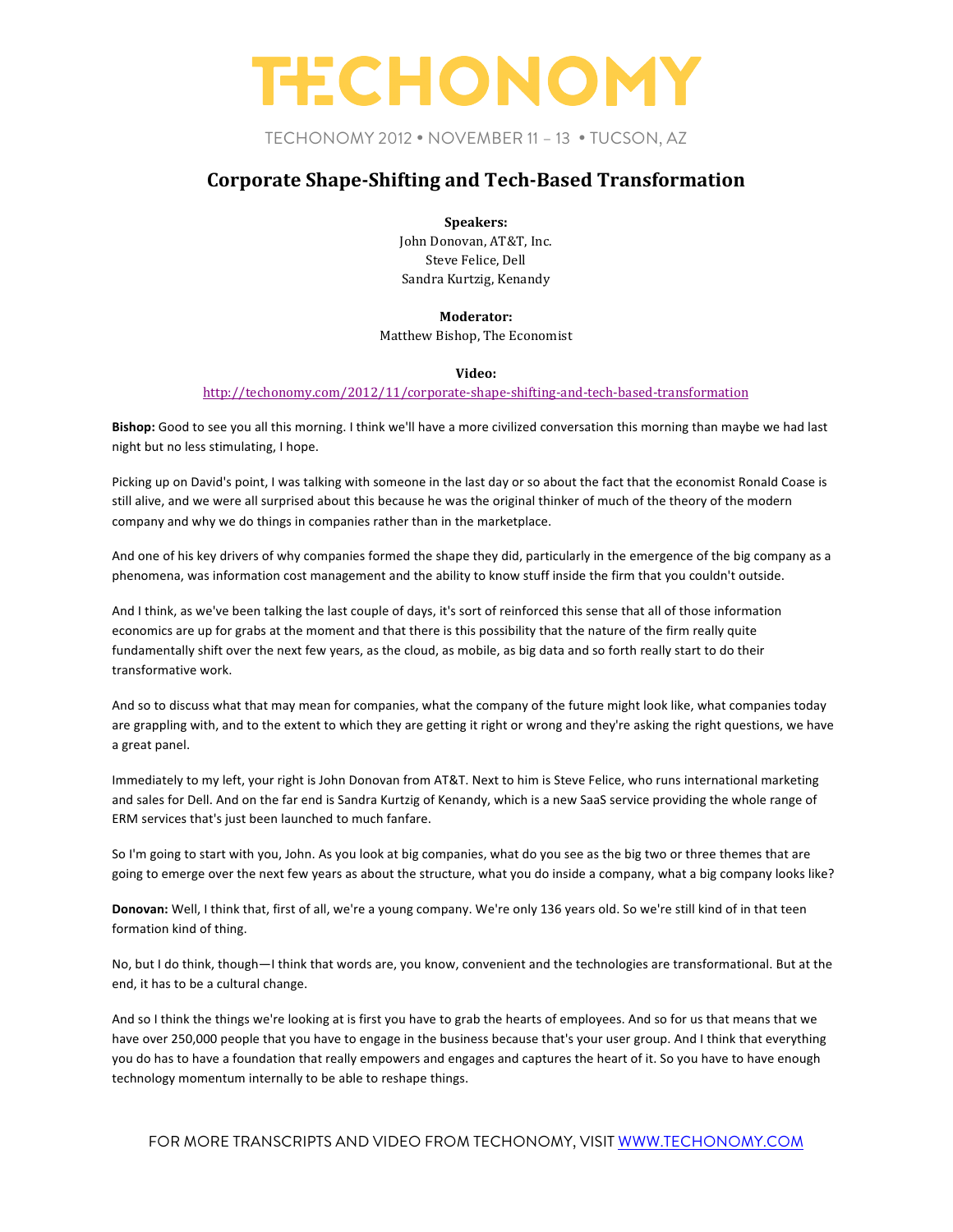# TECHONOMY

TECHONOMY 2012 • NOVEMBER 11 – 13 • TUCSON, AZ

## Corporate Shape-Shifting and Tech-Based Transformation

**Speakers:**
John Donovan, AT&T, Inc.
Steve Felice, Dell
Sandra Kurtzig, Kenandy

**Moderator:**
Matthew Bishop, The Economist

**Video:**
http://techonomy.com/2012/11/corporate-shape-shifting-and-tech-based-transformation

**Bishop:** Good to see you all this morning. I think we'll have a more civilized conversation this morning than maybe we had last night but no less stimulating, I hope.

Picking up on David's point, I was talking with someone in the last day or so about the fact that the economist Ronald Coase is still alive, and we were all surprised about this because he was the original thinker of much of the theory of the modern company and why we do things in companies rather than in the marketplace.

And one of his key drivers of why companies formed the shape they did, particularly in the emergence of the big company as a phenomena, was information cost management and the ability to know stuff inside the firm that you couldn't outside.

And I think, as we've been talking the last couple of days, it's sort of reinforced this sense that all of those information economics are up for grabs at the moment and that there is this possibility that the nature of the firm really quite fundamentally shift over the next few years, as the cloud, as mobile, as big data and so forth really start to do their transformative work.

And so to discuss what that may mean for companies, what the company of the future might look like, what companies today are grappling with, and to the extent to which they are getting it right or wrong and they're asking the right questions, we have a great panel.

Immediately to my left, your right is John Donovan from AT&T. Next to him is Steve Felice, who runs international marketing and sales for Dell. And on the far end is Sandra Kurtzig of Kenandy, which is a new SaaS service providing the whole range of ERM services that's just been launched to much fanfare.

So I'm going to start with you, John. As you look at big companies, what do you see as the big two or three themes that are going to emerge over the next few years as about the structure, what you do inside a company, what a big company looks like?

**Donovan:** Well, I think that, first of all, we're a young company. We're only 136 years old. So we're still kind of in that teen formation kind of thing.

No, but I do think, though—I think that words are, you know, convenient and the technologies are transformational. But at the end, it has to be a cultural change.

And so I think the things we're looking at is first you have to grab the hearts of employees. And so for us that means that we have over 250,000 people that you have to engage in the business because that's your user group. And I think that everything you do has to have a foundation that really empowers and engages and captures the heart of it. So you have to have enough technology momentum internally to be able to reshape things.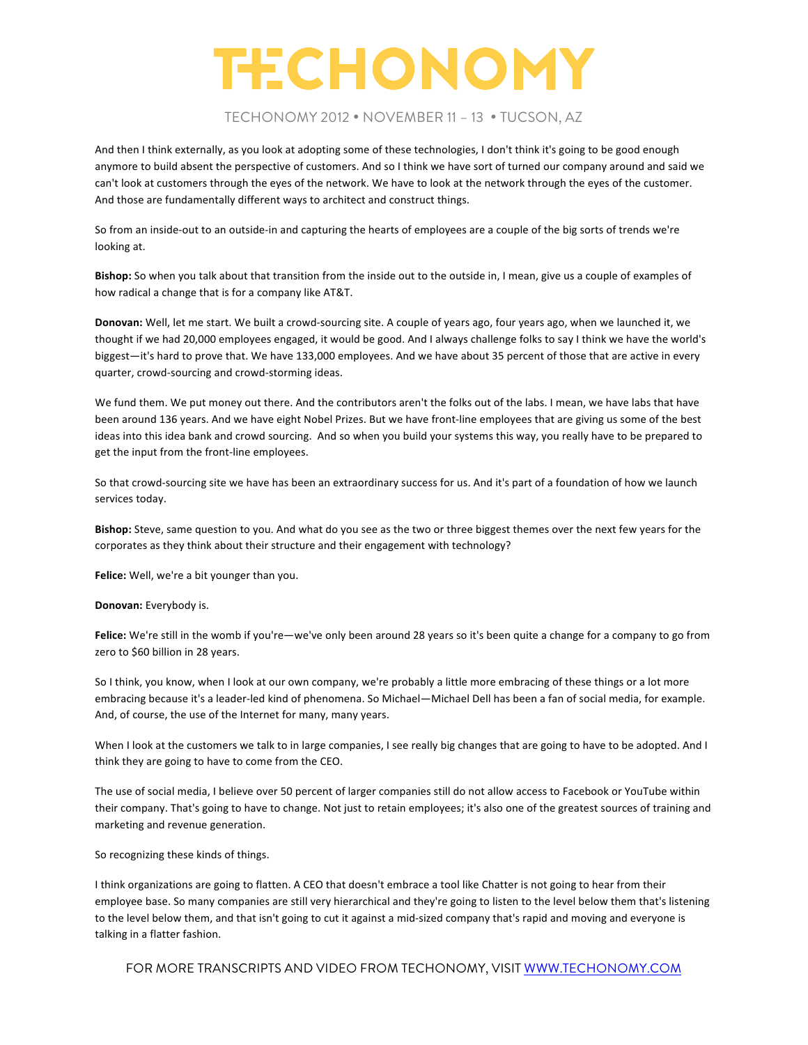And then I think externally, as you look at adopting some of these technologies, I don't think it's going to be good enough anymore to build absent the perspective of customers. And so I think we have sort of turned our company around and said we can't look at customers through the eyes of the network. We have to look at the network through the eyes of the customer. And those are fundamentally different ways to architect and construct things.

So from an inside-out to an outside-in and capturing the hearts of employees are a couple of the big sorts of trends we're looking at.

**Bishop:** So when you talk about that transition from the inside out to the outside in, I mean, give us a couple of examples of how radical a change that is for a company like AT&T.

**Donovan:** Well, let me start. We built a crowd-sourcing site. A couple of years ago, four years ago, when we launched it, we thought if we had 20,000 employees engaged, it would be good. And I always challenge folks to say I think we have the world's biggest—it's hard to prove that. We have 133,000 employees. And we have about 35 percent of those that are active in every quarter, crowd-sourcing and crowd-storming ideas.

We fund them. We put money out there. And the contributors aren't the folks out of the labs. I mean, we have labs that have been around 136 years. And we have eight Nobel Prizes. But we have front-line employees that are giving us some of the best ideas into this idea bank and crowd sourcing. And so when you build your systems this way, you really have to be prepared to get the input from the front-line employees.

So that crowd-sourcing site we have has been an extraordinary success for us. And it's part of a foundation of how we launch services today.

**Bishop:** Steve, same question to you. And what do you see as the two or three biggest themes over the next few years for the corporates as they think about their structure and their engagement with technology?

**Felice:** Well, we're a bit younger than you.

**Donovan:** Everybody is.

**Felice:** We're still in the womb if you're—we've only been around 28 years so it's been quite a change for a company to go from zero to $60 billion in 28 years.

So I think, you know, when I look at our own company, we're probably a little more embracing of these things or a lot more embracing because it's a leader-led kind of phenomena. So Michael—Michael Dell has been a fan of social media, for example. And, of course, the use of the Internet for many, many years.

When I look at the customers we talk to in large companies, I see really big changes that are going to have to be adopted. And I think they are going to have to come from the CEO.

The use of social media, I believe over 50 percent of larger companies still do not allow access to Facebook or YouTube within their company. That's going to have to change. Not just to retain employees; it's also one of the greatest sources of training and marketing and revenue generation.

So recognizing these kinds of things.

I think organizations are going to flatten. A CEO that doesn't embrace a tool like Chatter is not going to hear from their employee base. So many companies are still very hierarchical and they're going to listen to the level below them that's listening to the level below them, and that isn't going to cut it against a mid-sized company that's rapid and moving and everyone is talking in a flatter fashion.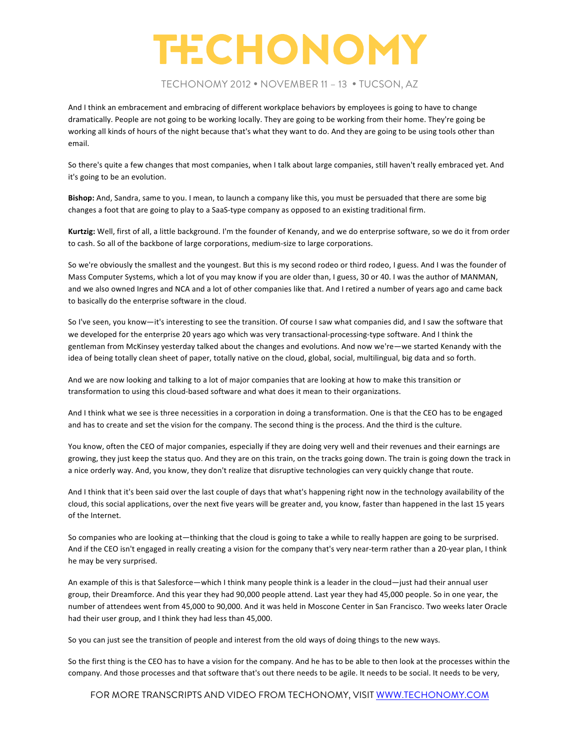And I think an embracement and embracing of different workplace behaviors by employees is going to have to change dramatically. People are not going to be working locally. They are going to be working from their home. They're going be working all kinds of hours of the night because that's what they want to do. And they are going to be using tools other than email.

So there's quite a few changes that most companies, when I talk about large companies, still haven't really embraced yet. And it's going to be an evolution.

**Bishop:** And, Sandra, same to you. I mean, to launch a company like this, you must be persuaded that there are some big changes a foot that are going to play to a SaaS-type company as opposed to an existing traditional firm.

**Kurtzig:** Well, first of all, a little background. I'm the founder of Kenandy, and we do enterprise software, so we do it from order to cash. So all of the backbone of large corporations, medium-size to large corporations.

So we're obviously the smallest and the youngest. But this is my second rodeo or third rodeo, I guess. And I was the founder of Mass Computer Systems, which a lot of you may know if you are older than, I guess, 30 or 40. I was the author of MANMAN, and we also owned Ingres and NCA and a lot of other companies like that. And I retired a number of years ago and came back to basically do the enterprise software in the cloud.

So I've seen, you know—it's interesting to see the transition. Of course I saw what companies did, and I saw the software that we developed for the enterprise 20 years ago which was very transactional-processing-type software. And I think the gentleman from McKinsey yesterday talked about the changes and evolutions. And now we're—we started Kenandy with the idea of being totally clean sheet of paper, totally native on the cloud, global, social, multilingual, big data and so forth.

And we are now looking and talking to a lot of major companies that are looking at how to make this transition or transformation to using this cloud-based software and what does it mean to their organizations.

And I think what we see is three necessities in a corporation in doing a transformation. One is that the CEO has to be engaged and has to create and set the vision for the company. The second thing is the process. And the third is the culture.

You know, often the CEO of major companies, especially if they are doing very well and their revenues and their earnings are growing, they just keep the status quo. And they are on this train, on the tracks going down. The train is going down the track in a nice orderly way. And, you know, they don't realize that disruptive technologies can very quickly change that route.

And I think that it's been said over the last couple of days that what's happening right now in the technology availability of the cloud, this social applications, over the next five years will be greater and, you know, faster than happened in the last 15 years of the Internet.

So companies who are looking at—thinking that the cloud is going to take a while to really happen are going to be surprised. And if the CEO isn't engaged in really creating a vision for the company that's very near-term rather than a 20-year plan, I think he may be very surprised.

An example of this is that Salesforce—which I think many people think is a leader in the cloud—just had their annual user group, their Dreamforce. And this year they had 90,000 people attend. Last year they had 45,000 people. So in one year, the number of attendees went from 45,000 to 90,000. And it was held in Moscone Center in San Francisco. Two weeks later Oracle had their user group, and I think they had less than 45,000.

So you can just see the transition of people and interest from the old ways of doing things to the new ways.

So the first thing is the CEO has to have a vision for the company. And he has to be able to then look at the processes within the company. And those processes and that software that's out there needs to be agile. It needs to be social. It needs to be very,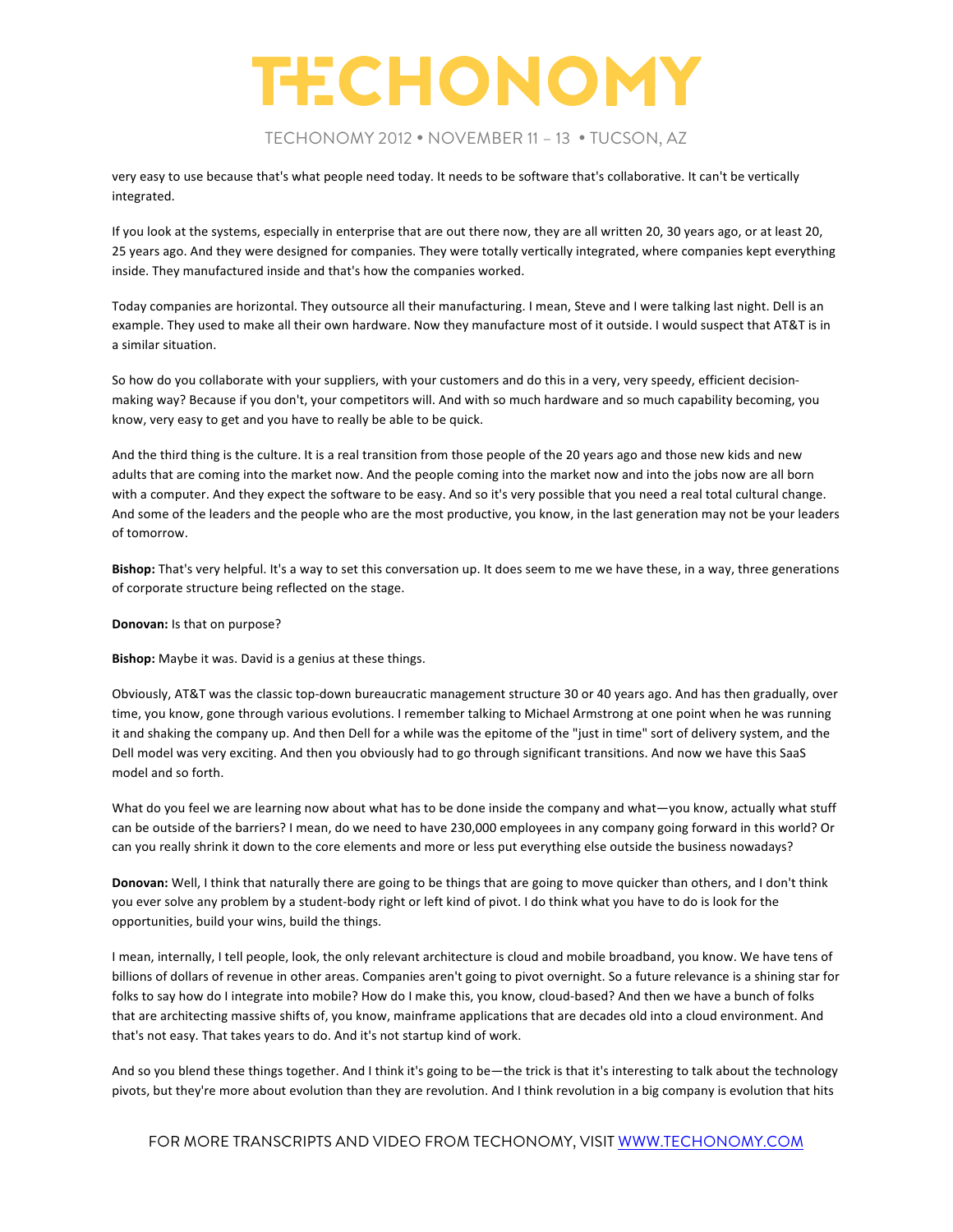very easy to use because that's what people need today. It needs to be software that's collaborative. It can't be vertically integrated.

If you look at the systems, especially in enterprise that are out there now, they are all written 20, 30 years ago, or at least 20, 25 years ago. And they were designed for companies. They were totally vertically integrated, where companies kept everything inside. They manufactured inside and that's how the companies worked.

Today companies are horizontal. They outsource all their manufacturing. I mean, Steve and I were talking last night. Dell is an example. They used to make all their own hardware. Now they manufacture most of it outside. I would suspect that AT&T is in a similar situation.

So how do you collaborate with your suppliers, with your customers and do this in a very, very speedy, efficient decision-making way? Because if you don't, your competitors will. And with so much hardware and so much capability becoming, you know, very easy to get and you have to really be able to be quick.

And the third thing is the culture. It is a real transition from those people of the 20 years ago and those new kids and new adults that are coming into the market now. And the people coming into the market now and into the jobs now are all born with a computer. And they expect the software to be easy. And so it's very possible that you need a real total cultural change. And some of the leaders and the people who are the most productive, you know, in the last generation may not be your leaders of tomorrow.

**Bishop:** That's very helpful. It's a way to set this conversation up. It does seem to me we have these, in a way, three generations of corporate structure being reflected on the stage.

**Donovan:** Is that on purpose?

**Bishop:** Maybe it was. David is a genius at these things.

Obviously, AT&T was the classic top-down bureaucratic management structure 30 or 40 years ago. And has then gradually, over time, you know, gone through various evolutions. I remember talking to Michael Armstrong at one point when he was running it and shaking the company up. And then Dell for a while was the epitome of the "just in time" sort of delivery system, and the Dell model was very exciting. And then you obviously had to go through significant transitions. And now we have this SaaS model and so forth.

What do you feel we are learning now about what has to be done inside the company and what—you know, actually what stuff can be outside of the barriers? I mean, do we need to have 230,000 employees in any company going forward in this world? Or can you really shrink it down to the core elements and more or less put everything else outside the business nowadays?

**Donovan:** Well, I think that naturally there are going to be things that are going to move quicker than others, and I don't think you ever solve any problem by a student-body right or left kind of pivot. I do think what you have to do is look for the opportunities, build your wins, build the things.

I mean, internally, I tell people, look, the only relevant architecture is cloud and mobile broadband, you know. We have tens of billions of dollars of revenue in other areas. Companies aren't going to pivot overnight. So a future relevance is a shining star for folks to say how do I integrate into mobile? How do I make this, you know, cloud-based? And then we have a bunch of folks that are architecting massive shifts of, you know, mainframe applications that are decades old into a cloud environment. And that's not easy. That takes years to do. And it's not startup kind of work.

And so you blend these things together. And I think it's going to be—the trick is that it's interesting to talk about the technology pivots, but they're more about evolution than they are revolution. And I think revolution in a big company is evolution that hits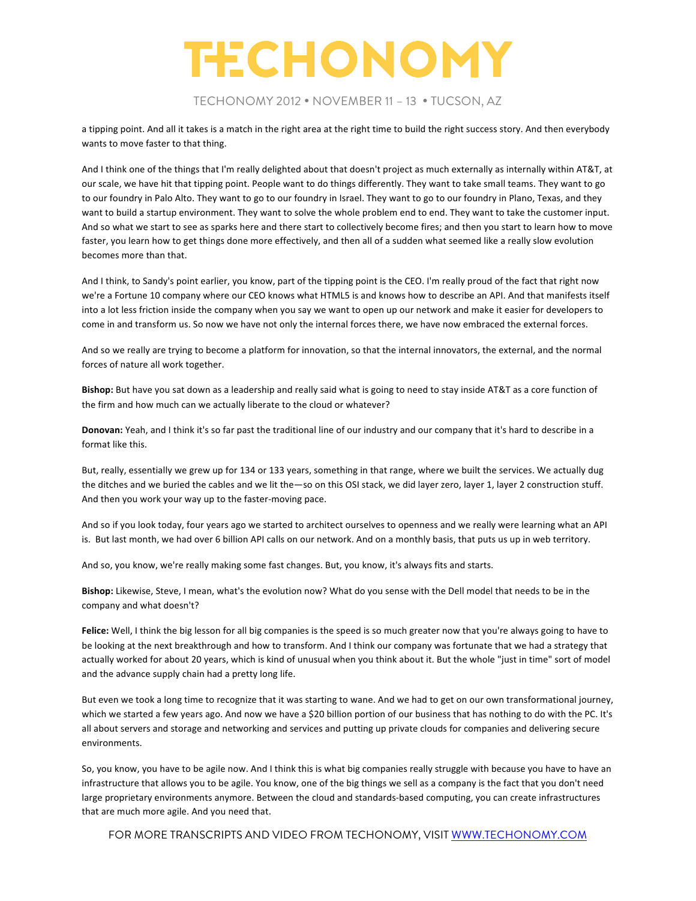a tipping point. And all it takes is a match in the right area at the right time to build the right success story. And then everybody wants to move faster to that thing.

And I think one of the things that I'm really delighted about that doesn't project as much externally as internally within AT&T, at our scale, we have hit that tipping point. People want to do things differently. They want to take small teams. They want to go to our foundry in Palo Alto. They want to go to our foundry in Israel. They want to go to our foundry in Plano, Texas, and they want to build a startup environment. They want to solve the whole problem end to end. They want to take the customer input. And so what we start to see as sparks here and there start to collectively become fires; and then you start to learn how to move faster, you learn how to get things done more effectively, and then all of a sudden what seemed like a really slow evolution becomes more than that.

And I think, to Sandy's point earlier, you know, part of the tipping point is the CEO. I'm really proud of the fact that right now we're a Fortune 10 company where our CEO knows what HTML5 is and knows how to describe an API. And that manifests itself into a lot less friction inside the company when you say we want to open up our network and make it easier for developers to come in and transform us. So now we have not only the internal forces there, we have now embraced the external forces.

And so we really are trying to become a platform for innovation, so that the internal innovators, the external, and the normal forces of nature all work together.

**Bishop:** But have you sat down as a leadership and really said what is going to need to stay inside AT&T as a core function of the firm and how much can we actually liberate to the cloud or whatever?

**Donovan:** Yeah, and I think it's so far past the traditional line of our industry and our company that it's hard to describe in a format like this.

But, really, essentially we grew up for 134 or 133 years, something in that range, where we built the services. We actually dug the ditches and we buried the cables and we lit the—so on this OSI stack, we did layer zero, layer 1, layer 2 construction stuff. And then you work your way up to the faster-moving pace.

And so if you look today, four years ago we started to architect ourselves to openness and we really were learning what an API is. But last month, we had over 6 billion API calls on our network. And on a monthly basis, that puts us up in web territory.

And so, you know, we're really making some fast changes. But, you know, it's always fits and starts.

**Bishop:** Likewise, Steve, I mean, what's the evolution now? What do you sense with the Dell model that needs to be in the company and what doesn't?

**Felice:** Well, I think the big lesson for all big companies is the speed is so much greater now that you're always going to have to be looking at the next breakthrough and how to transform. And I think our company was fortunate that we had a strategy that actually worked for about 20 years, which is kind of unusual when you think about it. But the whole "just in time" sort of model and the advance supply chain had a pretty long life.

But even we took a long time to recognize that it was starting to wane. And we had to get on our own transformational journey, which we started a few years ago. And now we have a $20 billion portion of our business that has nothing to do with the PC. It's all about servers and storage and networking and services and putting up private clouds for companies and delivering secure environments.

So, you know, you have to be agile now. And I think this is what big companies really struggle with because you have to have an infrastructure that allows you to be agile. You know, one of the big things we sell as a company is the fact that you don't need large proprietary environments anymore. Between the cloud and standards-based computing, you can create infrastructures that are much more agile. And you need that.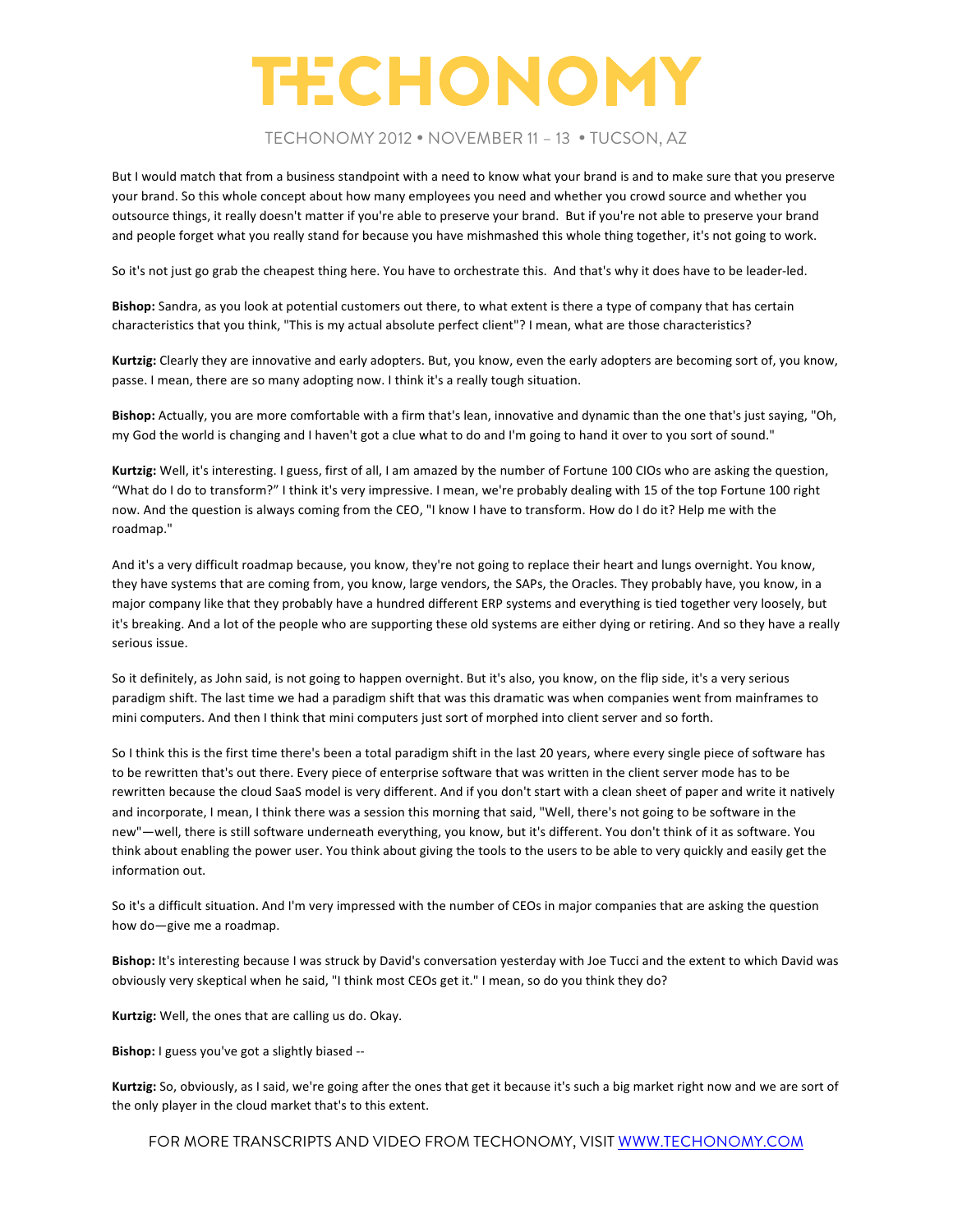But I would match that from a business standpoint with a need to know what your brand is and to make sure that you preserve your brand. So this whole concept about how many employees you need and whether you crowd source and whether you outsource things, it really doesn't matter if you're able to preserve your brand. But if you're not able to preserve your brand and people forget what you really stand for because you have mishmashed this whole thing together, it's not going to work.

So it's not just go grab the cheapest thing here. You have to orchestrate this. And that's why it does have to be leader-led.

**Bishop:** Sandra, as you look at potential customers out there, to what extent is there a type of company that has certain characteristics that you think, "This is my actual absolute perfect client"? I mean, what are those characteristics?

**Kurtzig:** Clearly they are innovative and early adopters. But, you know, even the early adopters are becoming sort of, you know, passe. I mean, there are so many adopting now. I think it's a really tough situation.

**Bishop:** Actually, you are more comfortable with a firm that's lean, innovative and dynamic than the one that's just saying, "Oh, my God the world is changing and I haven't got a clue what to do and I'm going to hand it over to you sort of sound."

**Kurtzig:** Well, it's interesting. I guess, first of all, I am amazed by the number of Fortune 100 CIOs who are asking the question, "What do I do to transform?" I think it's very impressive. I mean, we're probably dealing with 15 of the top Fortune 100 right now. And the question is always coming from the CEO, "I know I have to transform. How do I do it? Help me with the roadmap."

And it's a very difficult roadmap because, you know, they're not going to replace their heart and lungs overnight. You know, they have systems that are coming from, you know, large vendors, the SAPs, the Oracles. They probably have, you know, in a major company like that they probably have a hundred different ERP systems and everything is tied together very loosely, but it's breaking. And a lot of the people who are supporting these old systems are either dying or retiring. And so they have a really serious issue.

So it definitely, as John said, is not going to happen overnight. But it's also, you know, on the flip side, it's a very serious paradigm shift. The last time we had a paradigm shift that was this dramatic was when companies went from mainframes to mini computers. And then I think that mini computers just sort of morphed into client server and so forth.

So I think this is the first time there's been a total paradigm shift in the last 20 years, where every single piece of software has to be rewritten that's out there. Every piece of enterprise software that was written in the client server mode has to be rewritten because the cloud SaaS model is very different. And if you don't start with a clean sheet of paper and write it natively and incorporate, I mean, I think there was a session this morning that said, "Well, there's not going to be software in the new"—well, there is still software underneath everything, you know, but it's different. You don't think of it as software. You think about enabling the power user. You think about giving the tools to the users to be able to very quickly and easily get the information out.

So it's a difficult situation. And I'm very impressed with the number of CEOs in major companies that are asking the question how do—give me a roadmap.

**Bishop:** It's interesting because I was struck by David's conversation yesterday with Joe Tucci and the extent to which David was obviously very skeptical when he said, "I think most CEOs get it." I mean, so do you think they do?

**Kurtzig:** Well, the ones that are calling us do. Okay.

**Bishop:** I guess you've got a slightly biased --

**Kurtzig:** So, obviously, as I said, we're going after the ones that get it because it's such a big market right now and we are sort of the only player in the cloud market that's to this extent.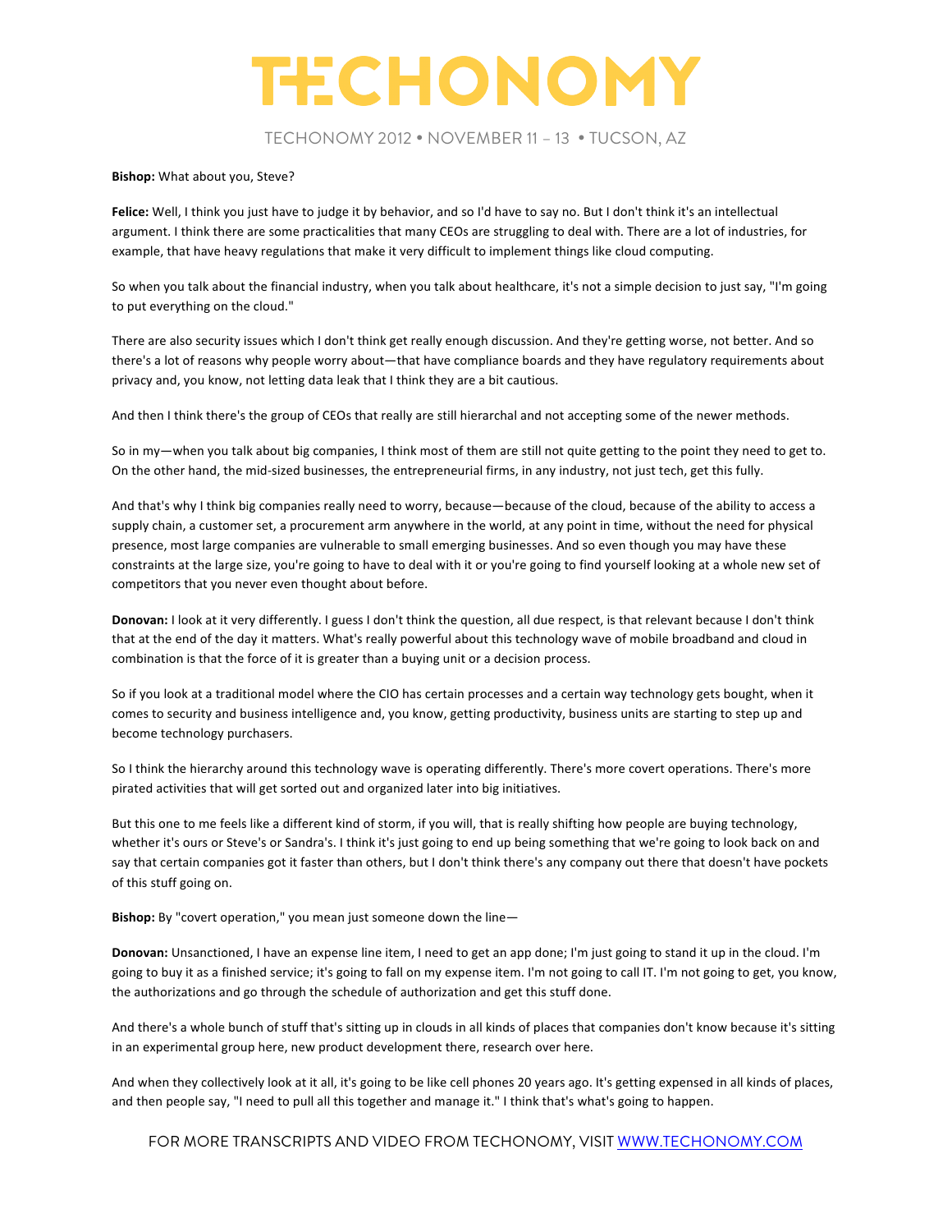**Bishop:** What about you, Steve?

**Felice:** Well, I think you just have to judge it by behavior, and so I'd have to say no. But I don't think it's an intellectual argument. I think there are some practicalities that many CEOs are struggling to deal with. There are a lot of industries, for example, that have heavy regulations that make it very difficult to implement things like cloud computing.

So when you talk about the financial industry, when you talk about healthcare, it's not a simple decision to just say, "I'm going to put everything on the cloud."

There are also security issues which I don't think get really enough discussion. And they're getting worse, not better. And so there's a lot of reasons why people worry about—that have compliance boards and they have regulatory requirements about privacy and, you know, not letting data leak that I think they are a bit cautious.

And then I think there's the group of CEOs that really are still hierarchal and not accepting some of the newer methods.

So in my—when you talk about big companies, I think most of them are still not quite getting to the point they need to get to. On the other hand, the mid-sized businesses, the entrepreneurial firms, in any industry, not just tech, get this fully.

And that's why I think big companies really need to worry, because—because of the cloud, because of the ability to access a supply chain, a customer set, a procurement arm anywhere in the world, at any point in time, without the need for physical presence, most large companies are vulnerable to small emerging businesses. And so even though you may have these constraints at the large size, you're going to have to deal with it or you're going to find yourself looking at a whole new set of competitors that you never even thought about before.

**Donovan:** I look at it very differently. I guess I don't think the question, all due respect, is that relevant because I don't think that at the end of the day it matters. What's really powerful about this technology wave of mobile broadband and cloud in combination is that the force of it is greater than a buying unit or a decision process.

So if you look at a traditional model where the CIO has certain processes and a certain way technology gets bought, when it comes to security and business intelligence and, you know, getting productivity, business units are starting to step up and become technology purchasers.

So I think the hierarchy around this technology wave is operating differently. There's more covert operations. There's more pirated activities that will get sorted out and organized later into big initiatives.

But this one to me feels like a different kind of storm, if you will, that is really shifting how people are buying technology, whether it's ours or Steve's or Sandra's. I think it's just going to end up being something that we're going to look back on and say that certain companies got it faster than others, but I don't think there's any company out there that doesn't have pockets of this stuff going on.

**Bishop:** By "covert operation," you mean just someone down the line—

**Donovan:** Unsanctioned, I have an expense line item, I need to get an app done; I'm just going to stand it up in the cloud. I'm going to buy it as a finished service; it's going to fall on my expense item. I'm not going to call IT. I'm not going to get, you know, the authorizations and go through the schedule of authorization and get this stuff done.

And there's a whole bunch of stuff that's sitting up in clouds in all kinds of places that companies don't know because it's sitting in an experimental group here, new product development there, research over here.

And when they collectively look at it all, it's going to be like cell phones 20 years ago. It's getting expensed in all kinds of places, and then people say, "I need to pull all this together and manage it." I think that's what's going to happen.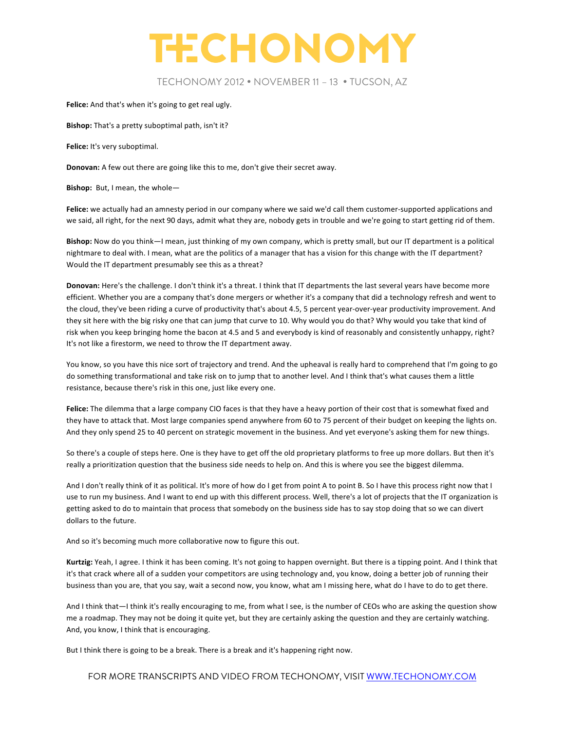**Felice:** And that's when it's going to get real ugly.

**Bishop:** That's a pretty suboptimal path, isn't it?

**Felice:** It's very suboptimal.

**Donovan:** A few out there are going like this to me, don't give their secret away.

**Bishop:** But, I mean, the whole—

**Felice:** we actually had an amnesty period in our company where we said we'd call them customer-supported applications and we said, all right, for the next 90 days, admit what they are, nobody gets in trouble and we're going to start getting rid of them.

**Bishop:** Now do you think—I mean, just thinking of my own company, which is pretty small, but our IT department is a political nightmare to deal with. I mean, what are the politics of a manager that has a vision for this change with the IT department? Would the IT department presumably see this as a threat?

**Donovan:** Here's the challenge. I don't think it's a threat. I think that IT departments the last several years have become more efficient. Whether you are a company that's done mergers or whether it's a company that did a technology refresh and went to the cloud, they've been riding a curve of productivity that's about 4.5, 5 percent year-over-year productivity improvement. And they sit here with the big risky one that can jump that curve to 10. Why would you do that? Why would you take that kind of risk when you keep bringing home the bacon at 4.5 and 5 and everybody is kind of reasonably and consistently unhappy, right? It's not like a firestorm, we need to throw the IT department away.

You know, so you have this nice sort of trajectory and trend. And the upheaval is really hard to comprehend that I'm going to go do something transformational and take risk on to jump that to another level. And I think that's what causes them a little resistance, because there's risk in this one, just like every one.

**Felice:** The dilemma that a large company CIO faces is that they have a heavy portion of their cost that is somewhat fixed and they have to attack that. Most large companies spend anywhere from 60 to 75 percent of their budget on keeping the lights on. And they only spend 25 to 40 percent on strategic movement in the business. And yet everyone's asking them for new things.

So there's a couple of steps here. One is they have to get off the old proprietary platforms to free up more dollars. But then it's really a prioritization question that the business side needs to help on. And this is where you see the biggest dilemma.

And I don't really think of it as political. It's more of how do I get from point A to point B. So I have this process right now that I use to run my business. And I want to end up with this different process. Well, there's a lot of projects that the IT organization is getting asked to do to maintain that process that somebody on the business side has to say stop doing that so we can divert dollars to the future.

And so it's becoming much more collaborative now to figure this out.

**Kurtzig:** Yeah, I agree. I think it has been coming. It's not going to happen overnight. But there is a tipping point. And I think that it's that crack where all of a sudden your competitors are using technology and, you know, doing a better job of running their business than you are, that you say, wait a second now, you know, what am I missing here, what do I have to do to get there.

And I think that—I think it's really encouraging to me, from what I see, is the number of CEOs who are asking the question show me a roadmap. They may not be doing it quite yet, but they are certainly asking the question and they are certainly watching. And, you know, I think that is encouraging.

But I think there is going to be a break. There is a break and it's happening right now.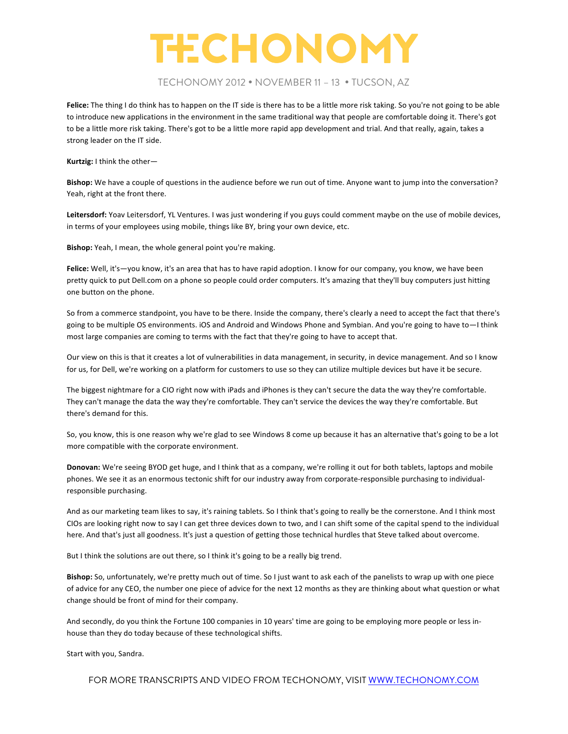**Felice:** The thing I do think has to happen on the IT side is there has to be a little more risk taking. So you're not going to be able to introduce new applications in the environment in the same traditional way that people are comfortable doing it. There's got to be a little more risk taking. There's got to be a little more rapid app development and trial. And that really, again, takes a strong leader on the IT side.

**Kurtzig:** I think the other—

**Bishop:** We have a couple of questions in the audience before we run out of time. Anyone want to jump into the conversation? Yeah, right at the front there.

**Leitersdorf:** Yoav Leitersdorf, YL Ventures. I was just wondering if you guys could comment maybe on the use of mobile devices, in terms of your employees using mobile, things like BY, bring your own device, etc.

**Bishop:** Yeah, I mean, the whole general point you're making.

**Felice:** Well, it's—you know, it's an area that has to have rapid adoption. I know for our company, you know, we have been pretty quick to put Dell.com on a phone so people could order computers. It's amazing that they'll buy computers just hitting one button on the phone.

So from a commerce standpoint, you have to be there. Inside the company, there's clearly a need to accept the fact that there's going to be multiple OS environments. iOS and Android and Windows Phone and Symbian. And you're going to have to—I think most large companies are coming to terms with the fact that they're going to have to accept that.

Our view on this is that it creates a lot of vulnerabilities in data management, in security, in device management. And so I know for us, for Dell, we're working on a platform for customers to use so they can utilize multiple devices but have it be secure.

The biggest nightmare for a CIO right now with iPads and iPhones is they can't secure the data the way they're comfortable. They can't manage the data the way they're comfortable. They can't service the devices the way they're comfortable. But there's demand for this.

So, you know, this is one reason why we're glad to see Windows 8 come up because it has an alternative that's going to be a lot more compatible with the corporate environment.

**Donovan:** We're seeing BYOD get huge, and I think that as a company, we're rolling it out for both tablets, laptops and mobile phones. We see it as an enormous tectonic shift for our industry away from corporate-responsible purchasing to individual-responsible purchasing.

And as our marketing team likes to say, it's raining tablets. So I think that's going to really be the cornerstone. And I think most CIOs are looking right now to say I can get three devices down to two, and I can shift some of the capital spend to the individual here. And that's just all goodness. It's just a question of getting those technical hurdles that Steve talked about overcome.

But I think the solutions are out there, so I think it's going to be a really big trend.

**Bishop:** So, unfortunately, we're pretty much out of time. So I just want to ask each of the panelists to wrap up with one piece of advice for any CEO, the number one piece of advice for the next 12 months as they are thinking about what question or what change should be front of mind for their company.

And secondly, do you think the Fortune 100 companies in 10 years' time are going to be employing more people or less in-house than they do today because of these technological shifts.

Start with you, Sandra.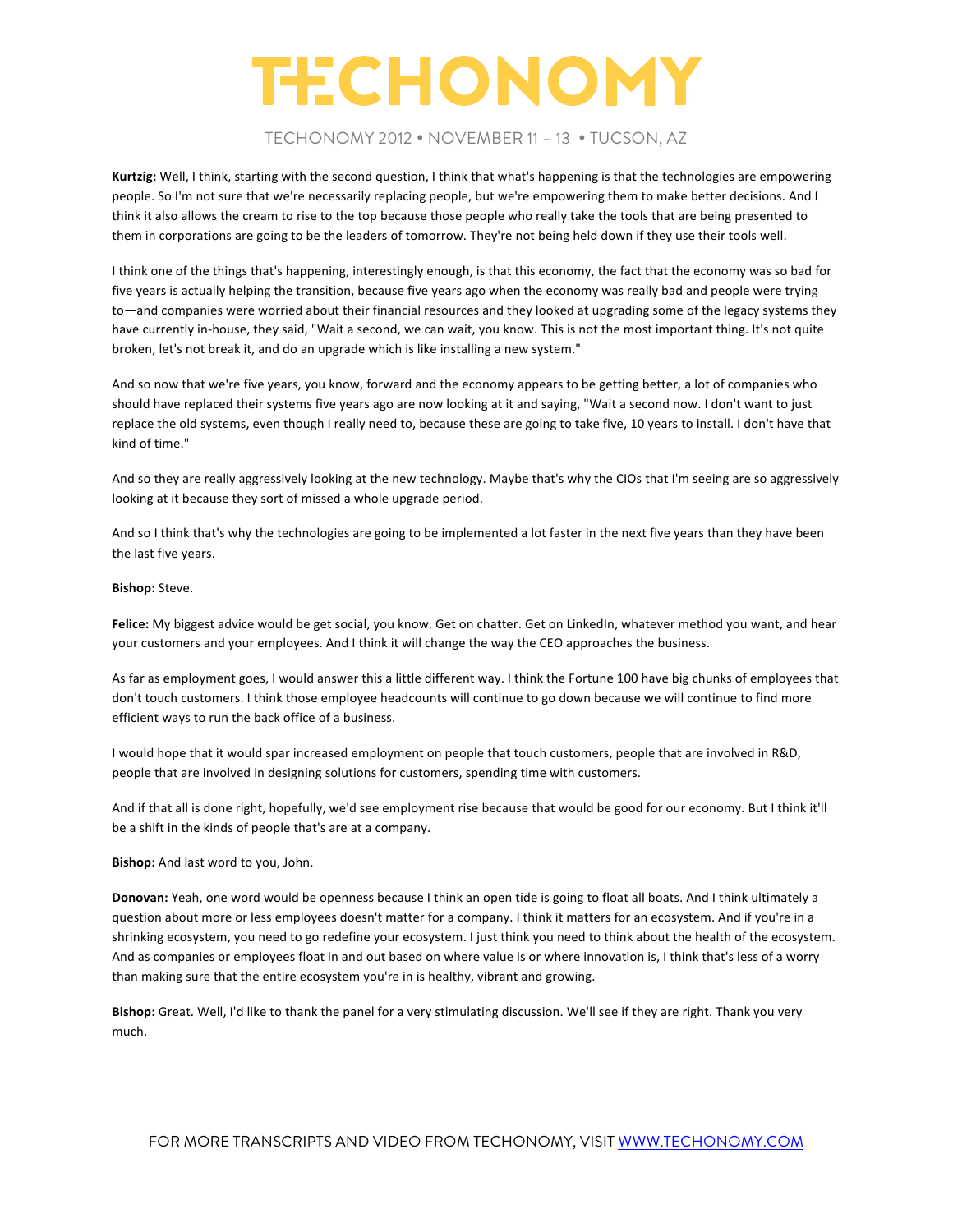**Kurtzig:** Well, I think, starting with the second question, I think that what's happening is that the technologies are empowering people. So I'm not sure that we're necessarily replacing people, but we're empowering them to make better decisions. And I think it also allows the cream to rise to the top because those people who really take the tools that are being presented to them in corporations are going to be the leaders of tomorrow. They're not being held down if they use their tools well.

I think one of the things that's happening, interestingly enough, is that this economy, the fact that the economy was so bad for five years is actually helping the transition, because five years ago when the economy was really bad and people were trying to—and companies were worried about their financial resources and they looked at upgrading some of the legacy systems they have currently in-house, they said, "Wait a second, we can wait, you know. This is not the most important thing. It's not quite broken, let's not break it, and do an upgrade which is like installing a new system."

And so now that we're five years, you know, forward and the economy appears to be getting better, a lot of companies who should have replaced their systems five years ago are now looking at it and saying, "Wait a second now. I don't want to just replace the old systems, even though I really need to, because these are going to take five, 10 years to install. I don't have that kind of time."

And so they are really aggressively looking at the new technology. Maybe that's why the CIOs that I'm seeing are so aggressively looking at it because they sort of missed a whole upgrade period.

And so I think that's why the technologies are going to be implemented a lot faster in the next five years than they have been the last five years.

**Bishop:** Steve.

**Felice:** My biggest advice would be get social, you know. Get on chatter. Get on LinkedIn, whatever method you want, and hear your customers and your employees. And I think it will change the way the CEO approaches the business.

As far as employment goes, I would answer this a little different way. I think the Fortune 100 have big chunks of employees that don't touch customers. I think those employee headcounts will continue to go down because we will continue to find more efficient ways to run the back office of a business.

I would hope that it would spar increased employment on people that touch customers, people that are involved in R&D, people that are involved in designing solutions for customers, spending time with customers.

And if that all is done right, hopefully, we'd see employment rise because that would be good for our economy. But I think it'll be a shift in the kinds of people that's are at a company.

**Bishop:** And last word to you, John.

**Donovan:** Yeah, one word would be openness because I think an open tide is going to float all boats. And I think ultimately a question about more or less employees doesn't matter for a company. I think it matters for an ecosystem. And if you're in a shrinking ecosystem, you need to go redefine your ecosystem. I just think you need to think about the health of the ecosystem. And as companies or employees float in and out based on where value is or where innovation is, I think that's less of a worry than making sure that the entire ecosystem you're in is healthy, vibrant and growing.

**Bishop:** Great. Well, I'd like to thank the panel for a very stimulating discussion. We'll see if they are right. Thank you very much.